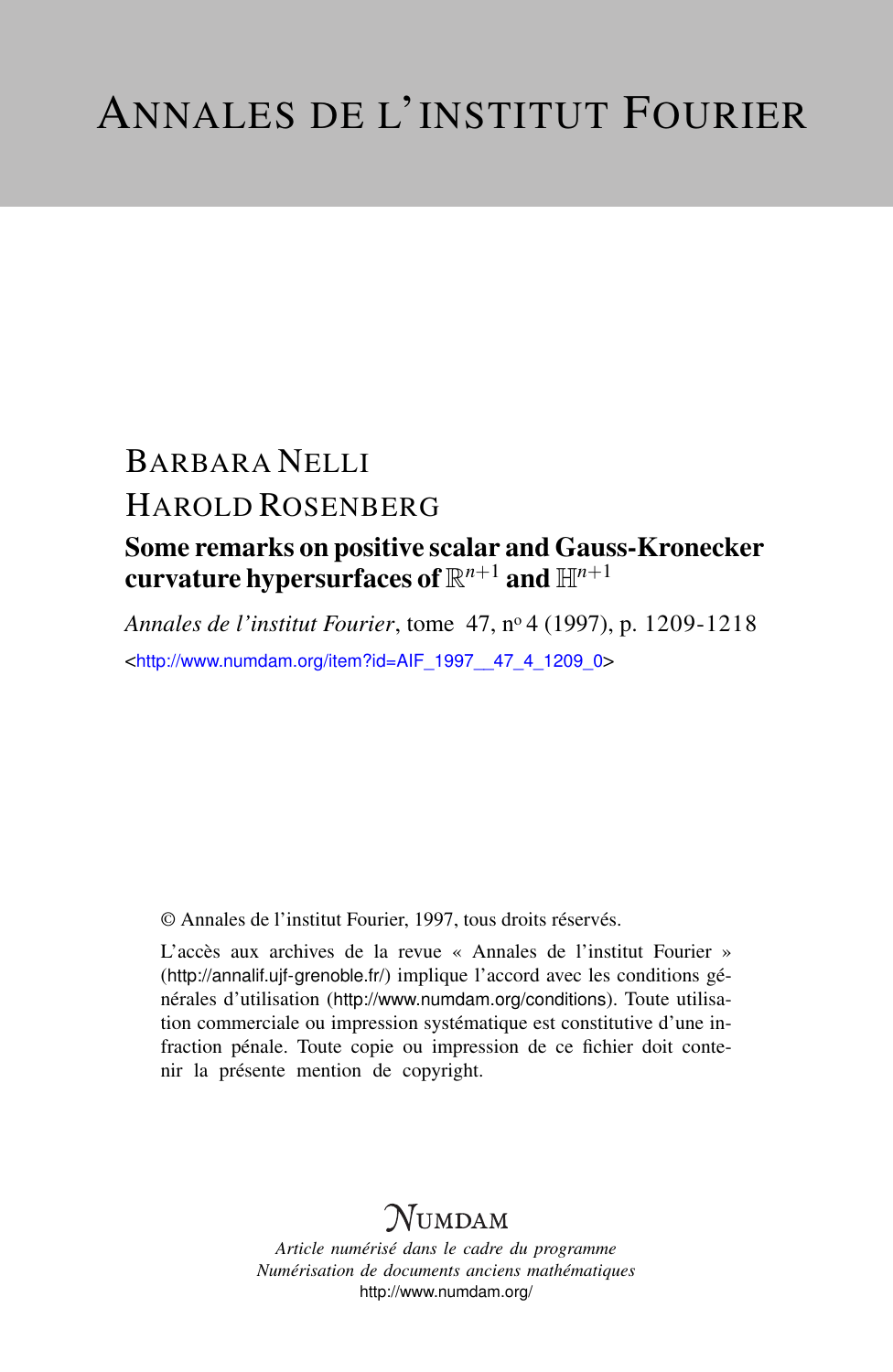# ANNALES DE L'INSTITUT FOURIER

BARBARA NELLI

HAROLD ROSENBERG

## Some remarks on positive scalar and Gauss-Kronecker curvature hypersurfaces of $\mathbb{R}^{n+1}$ and $\mathbb{H}^{n+1}$

*Annales de l'institut Fourier*, tome 47, nº 4 (1997), p. 1209-1218

<http://www.numdam.org/item?id=AIF_1997__47_4_1209_0>

© Annales de l'institut Fourier, 1997, tous droits réservés.

L'accès aux archives de la revue « Annales de l'institut Fourier » (http://annalif.ujf-grenoble.fr/) implique l'accord avec les conditions générales d'utilisation (http://www.numdam.org/conditions). Toute utilisation commerciale ou impression systématique est constitutive d'une infraction pénale. Toute copie ou impression de ce fichier doit contenir la présente mention de copyright.

NUMDAM

*Article numérisé dans le cadre du programme*
*Numérisation de documents anciens mathématiques*
http://www.numdam.org/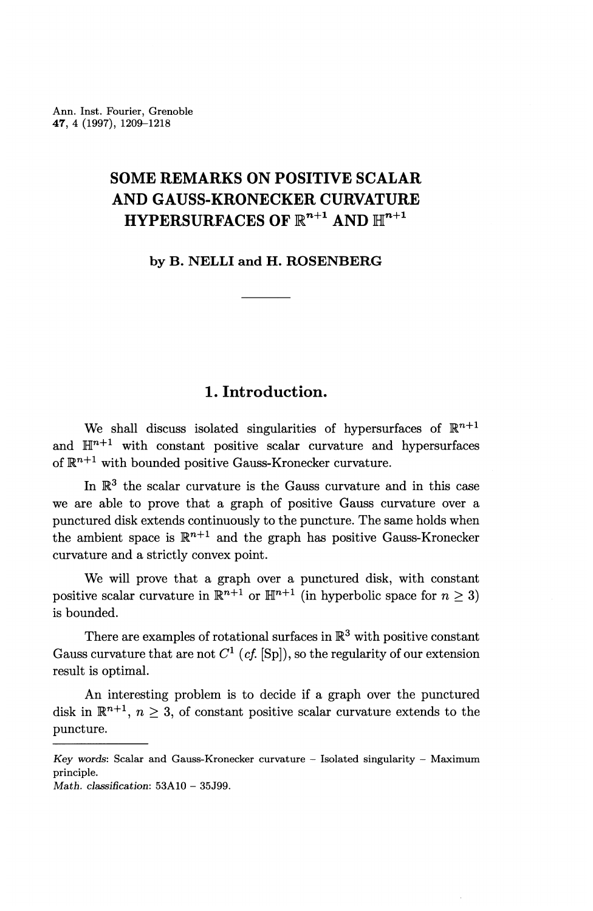# SOME REMARKS ON POSITIVE SCALAR AND GAUSS-KRONECKER CURVATURE HYPERSURFACES OF $\mathbb{R}^{n+1}$ AND $\mathbb{H}^{n+1}$

### by B. NELLI and H. ROSENBERG

## 1. Introduction.

We shall discuss isolated singularities of hypersurfaces of $\mathbb{R}^{n+1}$ and $\mathbb{H}^{n+1}$ with constant positive scalar curvature and hypersurfaces of $\mathbb{R}^{n+1}$ with bounded positive Gauss-Kronecker curvature.

In $\mathbb{R}^3$ the scalar curvature is the Gauss curvature and in this case we are able to prove that a graph of positive Gauss curvature over a punctured disk extends continuously to the puncture. The same holds when the ambient space is $\mathbb{R}^{n+1}$ and the graph has positive Gauss-Kronecker curvature and a strictly convex point.

We will prove that a graph over a punctured disk, with constant positive scalar curvature in $\mathbb{R}^{n+1}$ or $\mathbb{H}^{n+1}$ (in hyperbolic space for $n \geq 3$) is bounded.

There are examples of rotational surfaces in $\mathbb{R}^3$ with positive constant Gauss curvature that are not $C^1$ (*cf.* [Sp]), so the regularity of our extension result is optimal.

An interesting problem is to decide if a graph over the punctured disk in $\mathbb{R}^{n+1}$, $n \geq 3$, of constant positive scalar curvature extends to the puncture.

---

*Key words*: Scalar and Gauss-Kronecker curvature – Isolated singularity – Maximum principle.
*Math. classification*: 53A10 – 35J99.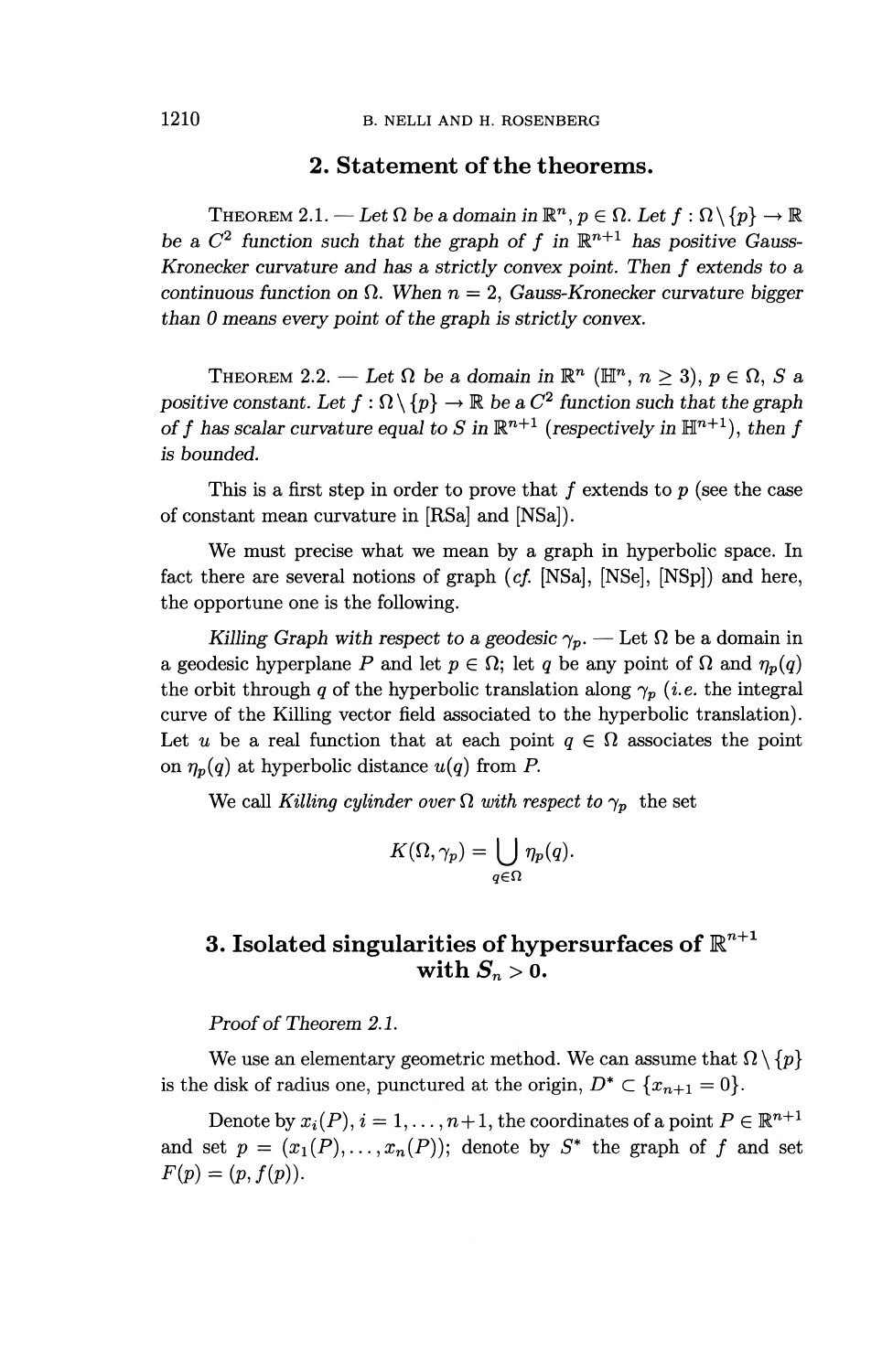## 2. Statement of the theorems.

THEOREM 2.1. — *Let $\Omega$ be a domain in $\mathbb{R}^n$, $p \in \Omega$. Let $f : \Omega \setminus \{p\} \to \mathbb{R}$ be a $C^2$ function such that the graph of $f$ in $\mathbb{R}^{n+1}$ has positive Gauss-Kronecker curvature and has a strictly convex point. Then $f$ extends to a continuous function on $\Omega$. When $n = 2$, Gauss-Kronecker curvature bigger than 0 means every point of the graph is strictly convex.*

THEOREM 2.2. — *Let $\Omega$ be a domain in $\mathbb{R}^n$ ($\mathbb{H}^n$, $n \geq 3$), $p \in \Omega$, $S$ a positive constant. Let $f : \Omega \setminus \{p\} \to \mathbb{R}$ be a $C^2$ function such that the graph of $f$ has scalar curvature equal to $S$ in $\mathbb{R}^{n+1}$ (respectively in $\mathbb{H}^{n+1}$), then $f$ is bounded.*

This is a first step in order to prove that $f$ extends to $p$ (see the case of constant mean curvature in [RSa] and [NSa]).

We must precise what we mean by a graph in hyperbolic space. In fact there are several notions of graph (*cf.* [NSa], [NSe], [NSp]) and here, the opportune one is the following.

*Killing Graph with respect to a geodesic $\gamma_p$.* — Let $\Omega$ be a domain in a geodesic hyperplane $P$ and let $p \in \Omega$; let $q$ be any point of $\Omega$ and $\eta_p(q)$ the orbit through $q$ of the hyperbolic translation along $\gamma_p$ (*i.e.* the integral curve of the Killing vector field associated to the hyperbolic translation). Let $u$ be a real function that at each point $q \in \Omega$ associates the point on $\eta_p(q)$ at hyperbolic distance $u(q)$ from $P$.

We call *Killing cylinder over $\Omega$ with respect to $\gamma_p$* the set

$$K(\Omega, \gamma_p) = \bigcup_{q \in \Omega} \eta_p(q).$$

## 3. Isolated singularities of hypersurfaces of $\mathbb{R}^{n+1}$ with $S_n > 0$.

*Proof of Theorem 2.1.*

We use an elementary geometric method. We can assume that $\Omega \setminus \{p\}$ is the disk of radius one, punctured at the origin, $D^* \subset \{x_{n+1} = 0\}$.

Denote by $x_i(P)$, $i = 1, \ldots, n+1$, the coordinates of a point $P \in \mathbb{R}^{n+1}$ and set $p = (x_1(P), \ldots, x_n(P))$; denote by $S^*$ the graph of $f$ and set $F(p) = (p, f(p))$.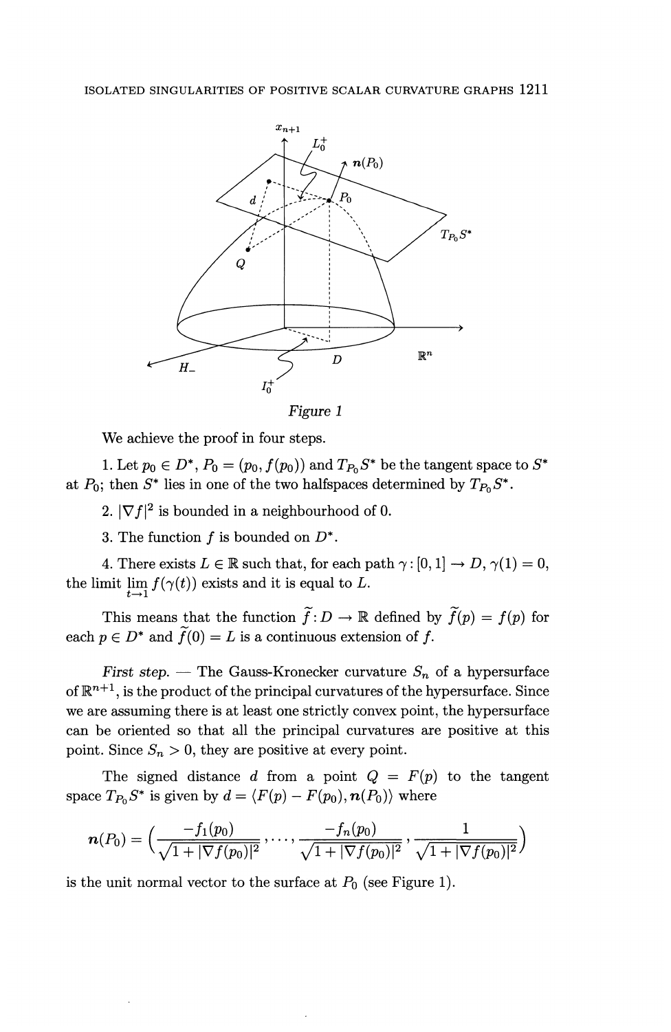Figure 1

We achieve the proof in four steps.

1. Let $p_0 \in D^*$, $P_0 = (p_0, f(p_0))$ and $T_{P_0}S^*$ be the tangent space to $S^*$ at $P_0$; then $S^*$ lies in one of the two halfspaces determined by $T_{P_0}S^*$.

2. $|\nabla f|^2$ is bounded in a neighbourhood of 0.

3. The function $f$ is bounded on $D^*$.

4. There exists $L \in \mathbb{R}$ such that, for each path $\gamma : [0,1] \to D$, $\gamma(1) = 0$, the limit $\lim_{t \to 1} f(\gamma(t))$ exists and it is equal to $L$.

This means that the function $\widetilde{f} : D \to \mathbb{R}$ defined by $\widetilde{f}(p) = f(p)$ for each $p \in D^*$ and $\widetilde{f}(0) = L$ is a continuous extension of $f$.

*First step.* — The Gauss-Kronecker curvature $S_n$ of a hypersurface of $\mathbb{R}^{n+1}$, is the product of the principal curvatures of the hypersurface. Since we are assuming there is at least one strictly convex point, the hypersurface can be oriented so that all the principal curvatures are positive at this point. Since $S_n > 0$, they are positive at every point.

The signed distance $d$ from a point $Q = F(p)$ to the tangent space $T_{P_0}S^*$ is given by $d = \langle F(p) - F(p_0), \boldsymbol{n}(P_0) \rangle$ where

$$\boldsymbol{n}(P_0) = \Big( \frac{-f_1(p_0)}{\sqrt{1 + |\nabla f(p_0)|^2}}, \dots, \frac{-f_n(p_0)}{\sqrt{1 + |\nabla f(p_0)|^2}}, \frac{1}{\sqrt{1 + |\nabla f(p_0)|^2}} \Big)$$

is the unit normal vector to the surface at $P_0$ (see Figure 1).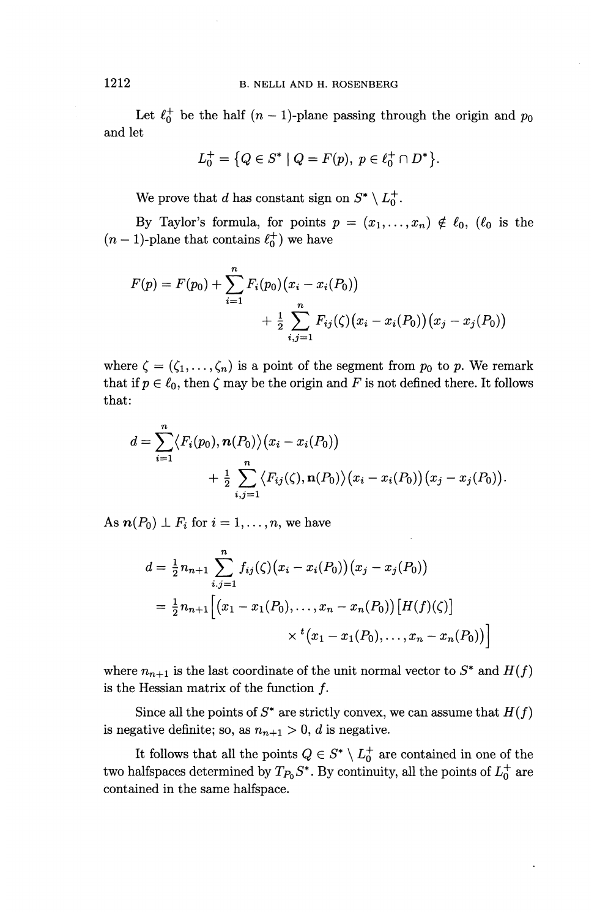Let $\ell_0^+$ be the half $(n-1)$-plane passing through the origin and $p_0$ and let

$$L_0^+ = \{Q \in S^* \mid Q = F(p),\ p \in \ell_0^+ \cap D^*\}.$$

We prove that $d$ has constant sign on $S^* \setminus L_0^+$.

By Taylor's formula, for points $p = (x_1, \dots, x_n) \notin \ell_0$, ($\ell_0$ is the $(n-1)$-plane that contains $\ell_0^+$) we have

$$F(p) = F(p_0) + \sum_{i=1}^{n} F_i(p_0)\big(x_i - x_i(P_0)\big) + \tfrac{1}{2} \sum_{i,j=1}^{n} F_{ij}(\zeta)\big(x_i - x_i(P_0)\big)\big(x_j - x_j(P_0)\big)$$

where $\zeta = (\zeta_1, \dots, \zeta_n)$ is a point of the segment from $p_0$ to $p$. We remark that if $p \in \ell_0$, then $\zeta$ may be the origin and $F$ is not defined there. It follows that:

$$d = \sum_{i=1}^{n} \langle F_i(p_0), \boldsymbol{n}(P_0)\rangle \big(x_i - x_i(P_0)\big) + \tfrac{1}{2} \sum_{i,j=1}^{n} \langle F_{ij}(\zeta), \mathbf{n}(P_0)\rangle \big(x_i - x_i(P_0)\big)\big(x_j - x_j(P_0)\big).$$

As $\boldsymbol{n}(P_0) \perp F_i$ for $i = 1, \dots, n$, we have

$$\begin{aligned} d &= \tfrac{1}{2} n_{n+1} \sum_{i.j=1}^{n} f_{ij}(\zeta)\big(x_i - x_i(P_0)\big)\big(x_j - x_j(P_0)\big) \\ &= \tfrac{1}{2} n_{n+1} \Big[\big(x_1 - x_1(P_0), \dots, x_n - x_n(P_0)\big)\big[H(f)(\zeta)\big] \\ &\qquad \times {}^t\big(x_1 - x_1(P_0), \dots, x_n - x_n(P_0)\big)\Big] \end{aligned}$$

where $n_{n+1}$ is the last coordinate of the unit normal vector to $S^*$ and $H(f)$ is the Hessian matrix of the function $f$.

Since all the points of $S^*$ are strictly convex, we can assume that $H(f)$ is negative definite; so, as $n_{n+1} > 0$, $d$ is negative.

It follows that all the points $Q \in S^* \setminus L_0^+$ are contained in one of the two halfspaces determined by $T_{P_0} S^*$. By continuity, all the points of $L_0^+$ are contained in the same halfspace.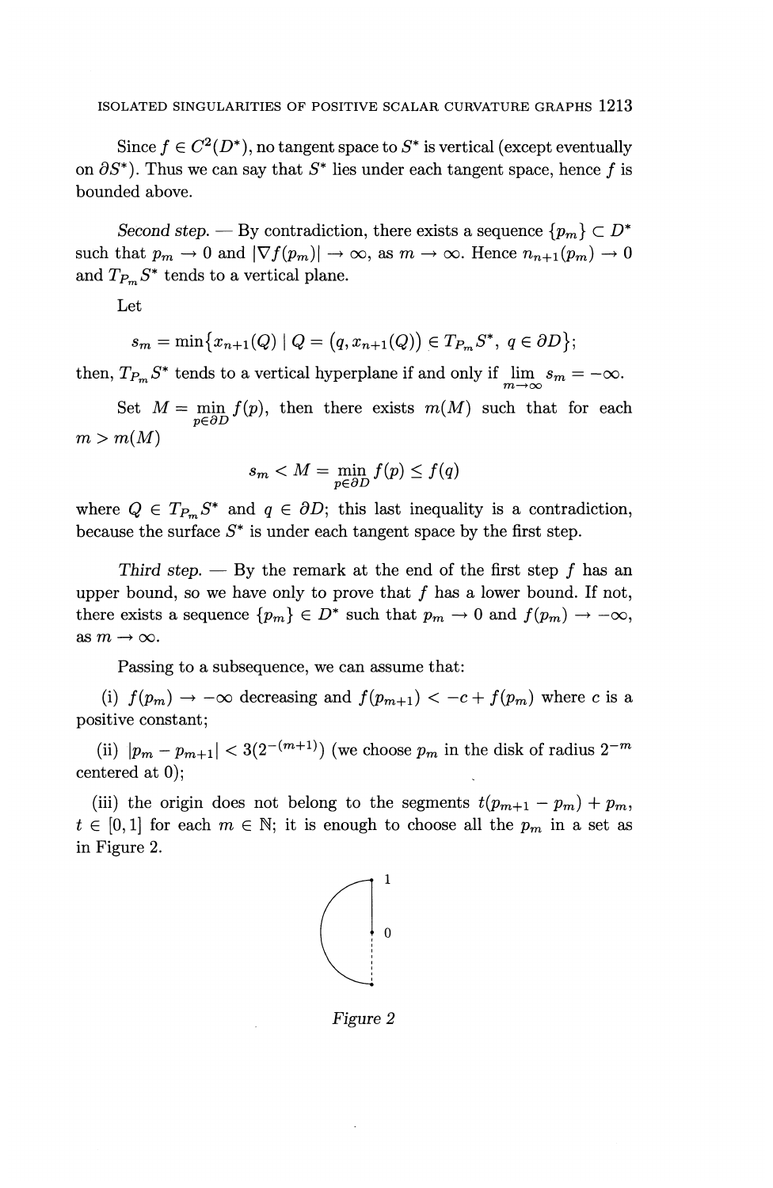Since $f \in C^2(D^*)$, no tangent space to $S^*$ is vertical (except eventually on $\partial S^*$). Thus we can say that $S^*$ lies under each tangent space, hence $f$ is bounded above.

*Second step.* — By contradiction, there exists a sequence $\{p_m\} \subset D^*$ such that $p_m \to 0$ and $|\nabla f(p_m)| \to \infty$, as $m \to \infty$. Hence $n_{n+1}(p_m) \to 0$ and $T_{P_m}S^*$ tends to a vertical plane.

Let

$$s_m = \min\{x_{n+1}(Q) \mid Q = (q, x_{n+1}(Q)) \in T_{P_m}S^*,\ q \in \partial D\};$$

then, $T_{P_m}S^*$ tends to a vertical hyperplane if and only if $\lim_{m\to\infty} s_m = -\infty$.

Set $M = \min_{p \in \partial D} f(p)$, then there exists $m(M)$ such that for each $m > m(M)$

$$s_m < M = \min_{p\in\partial D} f(p) \leq f(q)$$

where $Q \in T_{P_m}S^*$ and $q \in \partial D$; this last inequality is a contradiction, because the surface $S^*$ is under each tangent space by the first step.

*Third step.* — By the remark at the end of the first step $f$ has an upper bound, so we have only to prove that $f$ has a lower bound. If not, there exists a sequence $\{p_m\} \in D^*$ such that $p_m \to 0$ and $f(p_m) \to -\infty$, as $m \to \infty$.

Passing to a subsequence, we can assume that:

(i) $f(p_m) \to -\infty$ decreasing and $f(p_{m+1}) < -c + f(p_m)$ where $c$ is a positive constant;

(ii) $|p_m - p_{m+1}| < 3(2^{-(m+1)})$ (we choose $p_m$ in the disk of radius $2^{-m}$ centered at 0);

(iii) the origin does not belong to the segments $t(p_{m+1} - p_m) + p_m$, $t \in [0, 1]$ for each $m \in \mathbb{N}$; it is enough to choose all the $p_m$ in a set as in Figure 2.

*Figure 2*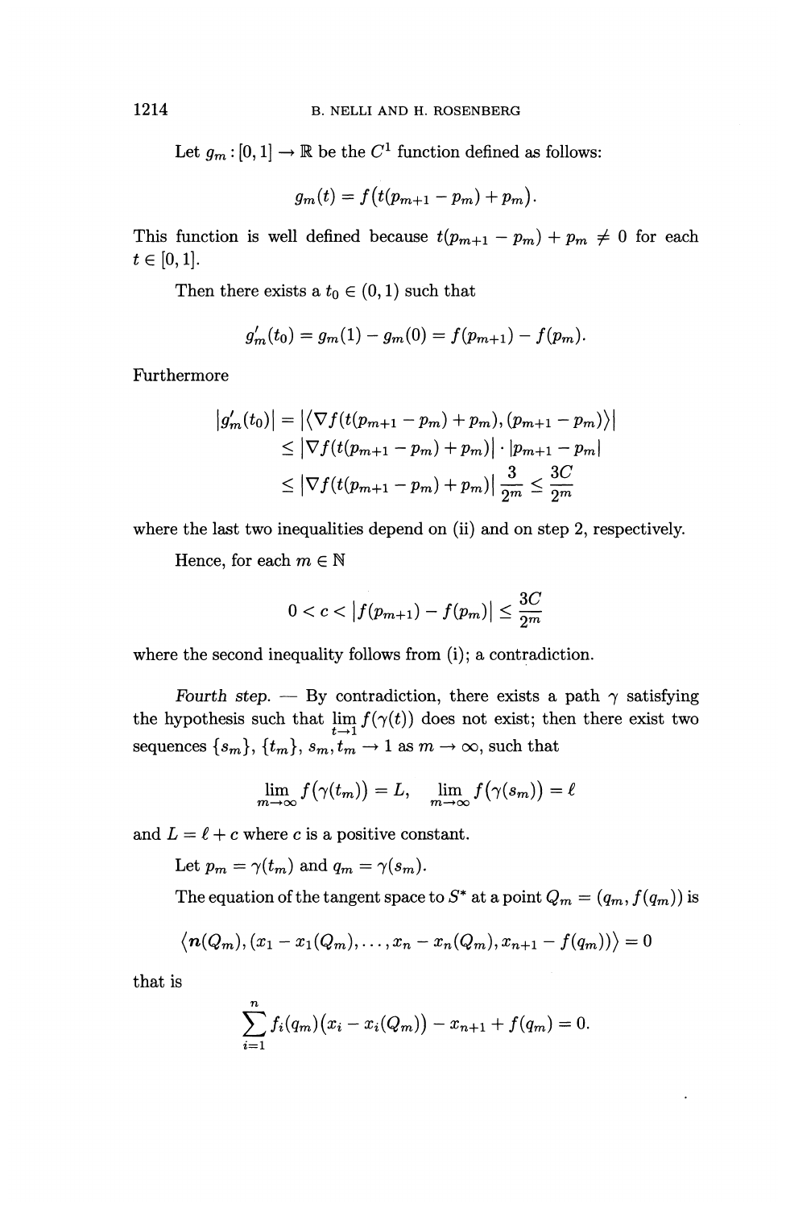Let $g_m : [0,1] \to \mathbb{R}$ be the $C^1$ function defined as follows:

$$g_m(t) = f\big(t(p_{m+1} - p_m) + p_m\big).$$

This function is well defined because $t(p_{m+1} - p_m) + p_m \neq 0$ for each $t \in [0,1]$.

Then there exists a $t_0 \in (0,1)$ such that

$$g_m'(t_0) = g_m(1) - g_m(0) = f(p_{m+1}) - f(p_m).$$

Furthermore

$$\begin{aligned}
|g_m'(t_0)| &= \big|\langle \nabla f(t(p_{m+1} - p_m) + p_m), (p_{m+1} - p_m)\rangle\big| \\
&\leq \big|\nabla f(t(p_{m+1} - p_m) + p_m)\big| \cdot |p_{m+1} - p_m| \\
&\leq \big|\nabla f(t(p_{m+1} - p_m) + p_m)\big| \frac{3}{2^m} \leq \frac{3C}{2^m}
\end{aligned}$$

where the last two inequalities depend on (ii) and on step 2, respectively.

Hence, for each $m \in \mathbb{N}$

$$0 < c < \big|f(p_{m+1}) - f(p_m)\big| \leq \frac{3C}{2^m}$$

where the second inequality follows from (i); a contradiction.

*Fourth step.* — By contradiction, there exists a path $\gamma$ satisfying the hypothesis such that $\lim_{t \to 1} f(\gamma(t))$ does not exist; then there exist two sequences $\{s_m\}$, $\{t_m\}$, $s_m, t_m \to 1$ as $m \to \infty$, such that

$$\lim_{m \to \infty} f\big(\gamma(t_m)\big) = L, \quad \lim_{m \to \infty} f\big(\gamma(s_m)\big) = \ell$$

and $L = \ell + c$ where $c$ is a positive constant.

Let $p_m = \gamma(t_m)$ and $q_m = \gamma(s_m)$.

The equation of the tangent space to $S^*$ at a point $Q_m = (q_m, f(q_m))$ is

$$\big\langle \boldsymbol{n}(Q_m), (x_1 - x_1(Q_m), \ldots, x_n - x_n(Q_m), x_{n+1} - f(q_m))\big\rangle = 0$$

that is

$$\sum_{i=1}^{n} f_i(q_m)\big(x_i - x_i(Q_m)\big) - x_{n+1} + f(q_m) = 0.$$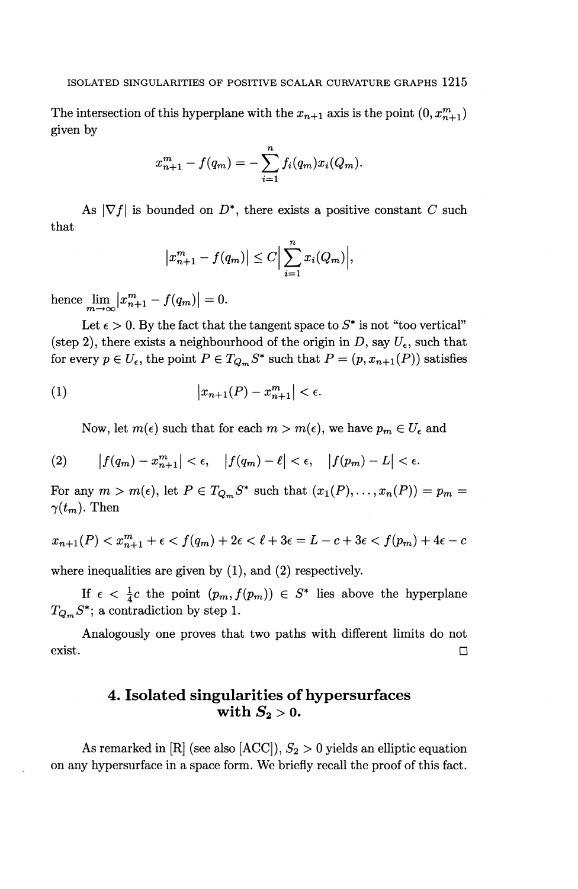The intersection of this hyperplane with the $x_{n+1}$ axis is the point $(0, x^m_{n+1})$ given by

$$x^m_{n+1} - f(q_m) = -\sum_{i=1}^{n} f_i(q_m) x_i(Q_m).$$

As $|\nabla f|$ is bounded on $D^*$, there exists a positive constant $C$ such that

$$\left|x^m_{n+1} - f(q_m)\right| \le C \left|\sum_{i=1}^{n} x_i(Q_m)\right|,$$

hence $\lim_{m\to\infty} \left|x^m_{n+1} - f(q_m)\right| = 0$.

Let $\epsilon > 0$. By the fact that the tangent space to $S^*$ is not "too vertical" (step 2), there exists a neighbourhood of the origin in $D$, say $U_\epsilon$, such that for every $p \in U_\epsilon$, the point $P \in T_{Q_m} S^*$ such that $P = (p, x_{n+1}(P))$ satisfies

$$\left|x_{n+1}(P) - x^m_{n+1}\right| < \epsilon. \tag{1}$$

Now, let $m(\epsilon)$ such that for each $m > m(\epsilon)$, we have $p_m \in U_\epsilon$ and

$$\left|f(q_m) - x^m_{n+1}\right| < \epsilon, \quad \left|f(q_m) - \ell\right| < \epsilon, \quad \left|f(p_m) - L\right| < \epsilon. \tag{2}$$

For any $m > m(\epsilon)$, let $P \in T_{Q_m} S^*$ such that $(x_1(P), \dots, x_n(P)) = p_m = \gamma(t_m)$. Then

$$x_{n+1}(P) < x^m_{n+1} + \epsilon < f(q_m) + 2\epsilon < \ell + 3\epsilon = L - c + 3\epsilon < f(p_m) + 4\epsilon - c$$

where inequalities are given by (1), and (2) respectively.

If $\epsilon < \frac{1}{4}c$ the point $(p_m, f(p_m)) \in S^*$ lies above the hyperplane $T_{Q_m} S^*$; a contradiction by step 1.

Analogously one proves that two paths with different limits do not exist. $\square$

## 4. Isolated singularities of hypersurfaces with $S_2 > 0$.

As remarked in [R] (see also [ACC]), $S_2 > 0$ yields an elliptic equation on any hypersurface in a space form. We briefly recall the proof of this fact.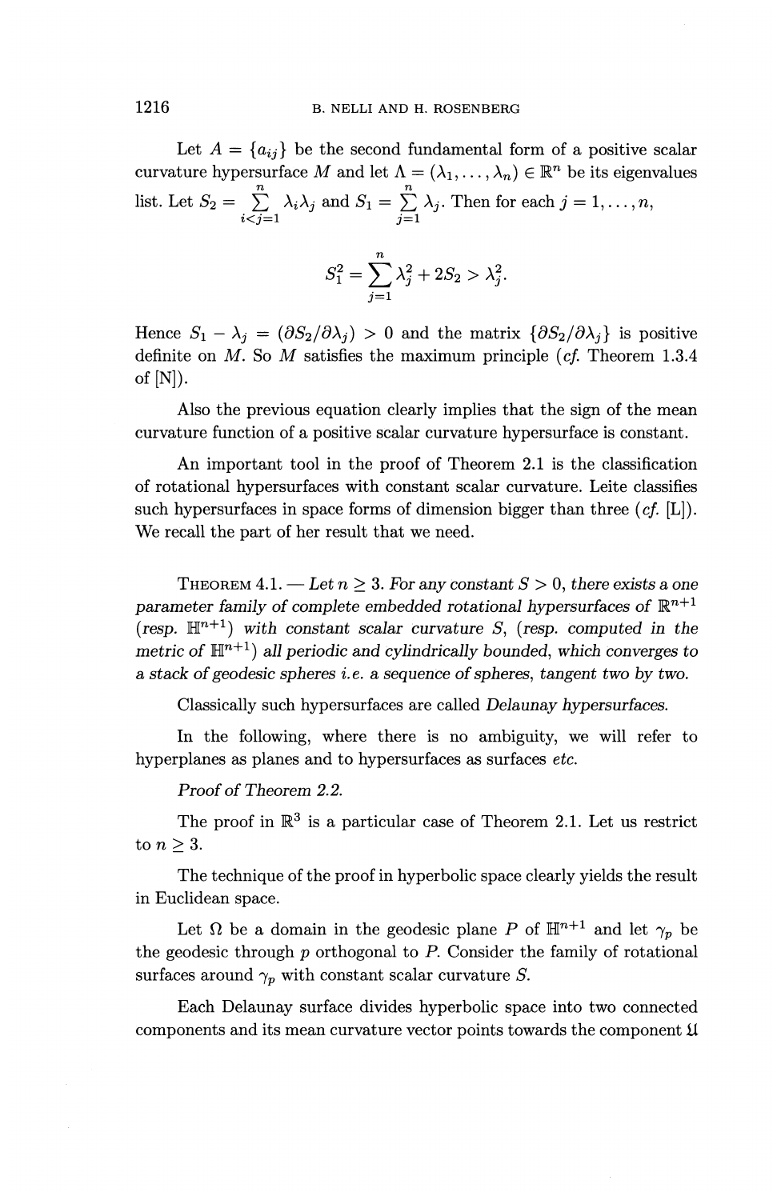Let $A = \{a_{ij}\}$ be the second fundamental form of a positive scalar curvature hypersurface $M$ and let $\Lambda = (\lambda_1, \ldots, \lambda_n) \in \mathbb{R}^n$ be its eigenvalues list. Let $S_2 = \sum_{i<j=1}^{n} \lambda_i \lambda_j$ and $S_1 = \sum_{j=1}^{n} \lambda_j$. Then for each $j = 1, \ldots, n$,

$$S_1^2 = \sum_{j=1}^{n} \lambda_j^2 + 2S_2 > \lambda_j^2.$$

Hence $S_1 - \lambda_j = (\partial S_2 / \partial \lambda_j) > 0$ and the matrix $\{\partial S_2 / \partial \lambda_j\}$ is positive definite on $M$. So $M$ satisfies the maximum principle (*cf.* Theorem 1.3.4 of [N]).

Also the previous equation clearly implies that the sign of the mean curvature function of a positive scalar curvature hypersurface is constant.

An important tool in the proof of Theorem 2.1 is the classification of rotational hypersurfaces with constant scalar curvature. Leite classifies such hypersurfaces in space forms of dimension bigger than three (*cf.* [L]). We recall the part of her result that we need.

THEOREM 4.1. — *Let $n \geq 3$. For any constant $S > 0$, there exists a one parameter family of complete embedded rotational hypersurfaces of $\mathbb{R}^{n+1}$ (resp. $\mathbb{H}^{n+1}$) with constant scalar curvature $S$, (resp. computed in the metric of $\mathbb{H}^{n+1}$) all periodic and cylindrically bounded, which converges to a stack of geodesic spheres i.e. a sequence of spheres, tangent two by two.*

Classically such hypersurfaces are called *Delaunay hypersurfaces.*

In the following, where there is no ambiguity, we will refer to hyperplanes as planes and to hypersurfaces as surfaces *etc.*

*Proof of Theorem 2.2.*

The proof in $\mathbb{R}^3$ is a particular case of Theorem 2.1. Let us restrict to $n \geq 3$.

The technique of the proof in hyperbolic space clearly yields the result in Euclidean space.

Let $\Omega$ be a domain in the geodesic plane $P$ of $\mathbb{H}^{n+1}$ and let $\gamma_p$ be the geodesic through $p$ orthogonal to $P$. Consider the family of rotational surfaces around $\gamma_p$ with constant scalar curvature $S$.

Each Delaunay surface divides hyperbolic space into two connected components and its mean curvature vector points towards the component $\mathfrak{U}$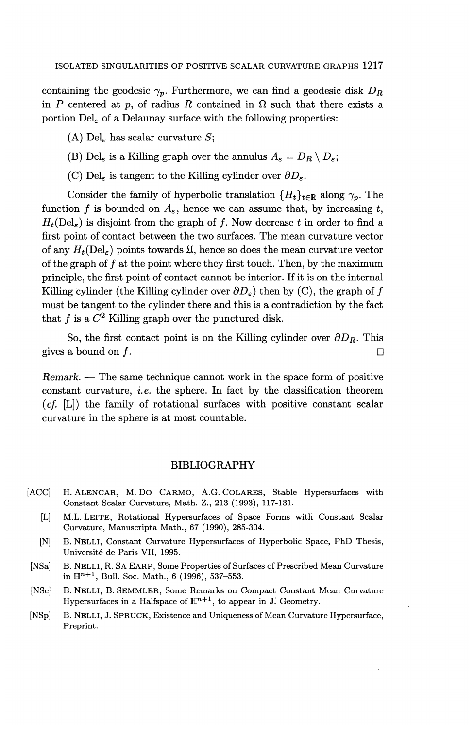containing the geodesic $\gamma_p$. Furthermore, we can find a geodesic disk $D_R$ in $P$ centered at $p$, of radius $R$ contained in $\Omega$ such that there exists a portion $\mathrm{Del}_\varepsilon$ of a Delaunay surface with the following properties:

(A) $\mathrm{Del}_\varepsilon$ has scalar curvature $S$;

(B) $\mathrm{Del}_\varepsilon$ is a Killing graph over the annulus $A_\varepsilon = D_R \setminus D_\varepsilon$;

(C) $\mathrm{Del}_\varepsilon$ is tangent to the Killing cylinder over $\partial D_\varepsilon$.

Consider the family of hyperbolic translation $\{H_t\}_{t\in\mathbb{R}}$ along $\gamma_p$. The function $f$ is bounded on $A_\varepsilon$, hence we can assume that, by increasing $t$, $H_t(\mathrm{Del}_\varepsilon)$ is disjoint from the graph of $f$. Now decrease $t$ in order to find a first point of contact between the two surfaces. The mean curvature vector of any $H_t(\mathrm{Del}_\varepsilon)$ points towards $\mathfrak{U}$, hence so does the mean curvature vector of the graph of $f$ at the point where they first touch. Then, by the maximum principle, the first point of contact cannot be interior. If it is on the internal Killing cylinder (the Killing cylinder over $\partial D_\varepsilon$) then by (C), the graph of $f$ must be tangent to the cylinder there and this is a contradiction by the fact that $f$ is a $C^2$ Killing graph over the punctured disk.

So, the first contact point is on the Killing cylinder over $\partial D_R$. This gives a bound on $f$. □

*Remark.* — The same technique cannot work in the space form of positive constant curvature, *i.e.* the sphere. In fact by the classification theorem (*cf.* [L]) the family of rotational surfaces with positive constant scalar curvature in the sphere is at most countable.

## BIBLIOGRAPHY

[ACC] H. Alencar, M. do Carmo, A.G. Colares, Stable Hypersurfaces with Constant Scalar Curvature, Math. Z., 213 (1993), 117-131.

[L] M.L. Leite, Rotational Hypersurfaces of Space Forms with Constant Scalar Curvature, Manuscripta Math., 67 (1990), 285-304.

[N] B. Nelli, Constant Curvature Hypersurfaces of Hyperbolic Space, PhD Thesis, Université de Paris VII, 1995.

[NSa] B. Nelli, R. Sa Earp, Some Properties of Surfaces of Prescribed Mean Curvature in $\mathbb{H}^{n+1}$, Bull. Soc. Math., 6 (1996), 537–553.

[NSe] B. Nelli, B. Semmler, Some Remarks on Compact Constant Mean Curvature Hypersurfaces in a Halfspace of $\mathbb{H}^{n+1}$, to appear in J. Geometry.

[NSp] B. Nelli, J. Spruck, Existence and Uniqueness of Mean Curvature Hypersurface, Preprint.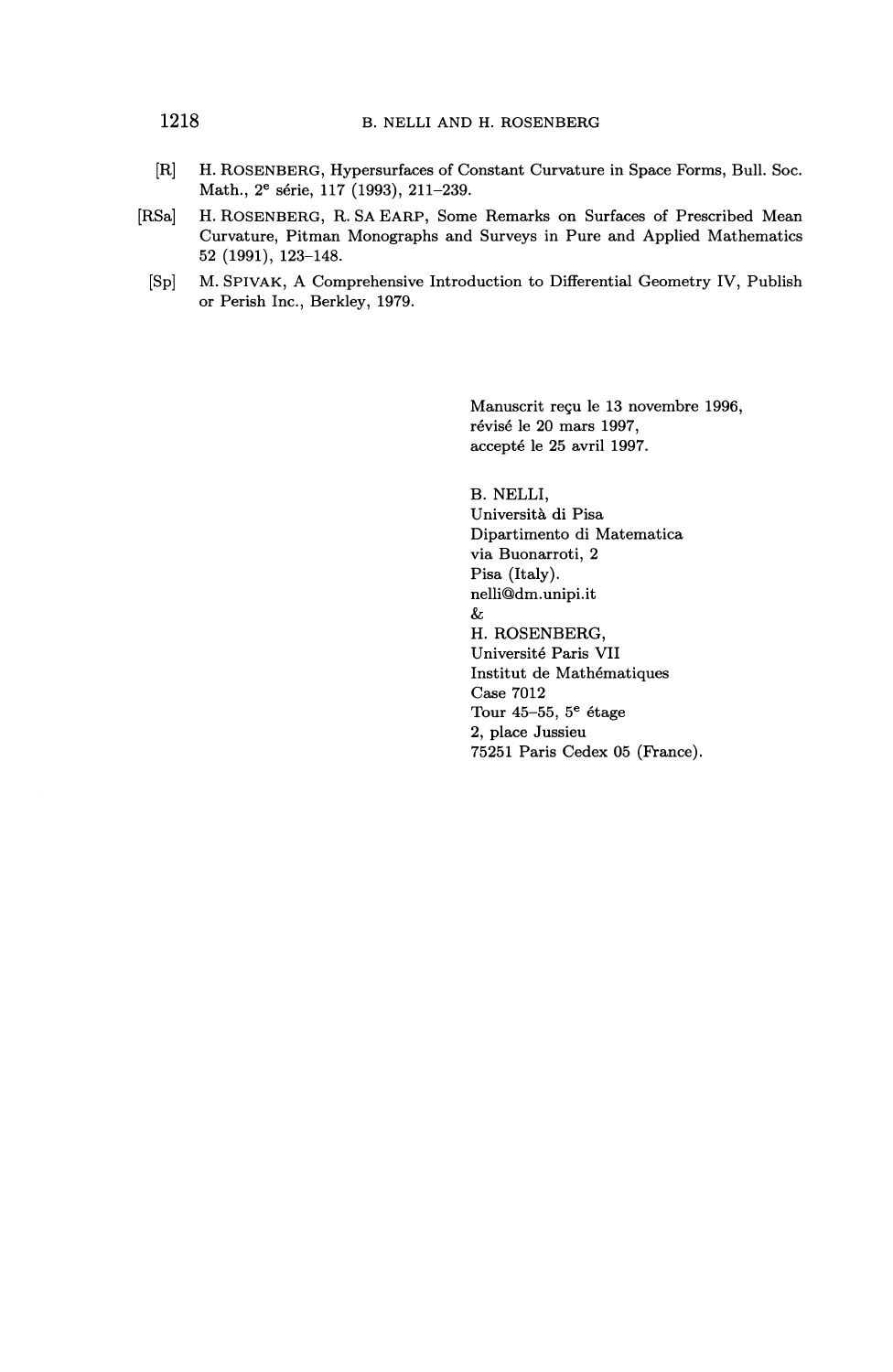[R] H. ROSENBERG, Hypersurfaces of Constant Curvature in Space Forms, Bull. Soc. Math., 2e série, 117 (1993), 211–239.

[RSa] H. ROSENBERG, R. SA EARP, Some Remarks on Surfaces of Prescribed Mean Curvature, Pitman Monographs and Surveys in Pure and Applied Mathematics 52 (1991), 123–148.

[Sp] M. SPIVAK, A Comprehensive Introduction to Differential Geometry IV, Publish or Perish Inc., Berkley, 1979.

Manuscrit reçu le 13 novembre 1996,
révisé le 20 mars 1997,
accepté le 25 avril 1997.

B. NELLI,
Università di Pisa
Dipartimento di Matematica
via Buonarroti, 2
Pisa (Italy).
nelli@dm.unipi.it
&
H. ROSENBERG,
Université Paris VII
Institut de Mathématiques
Case 7012
Tour 45–55, 5e étage
2, place Jussieu
75251 Paris Cedex 05 (France).